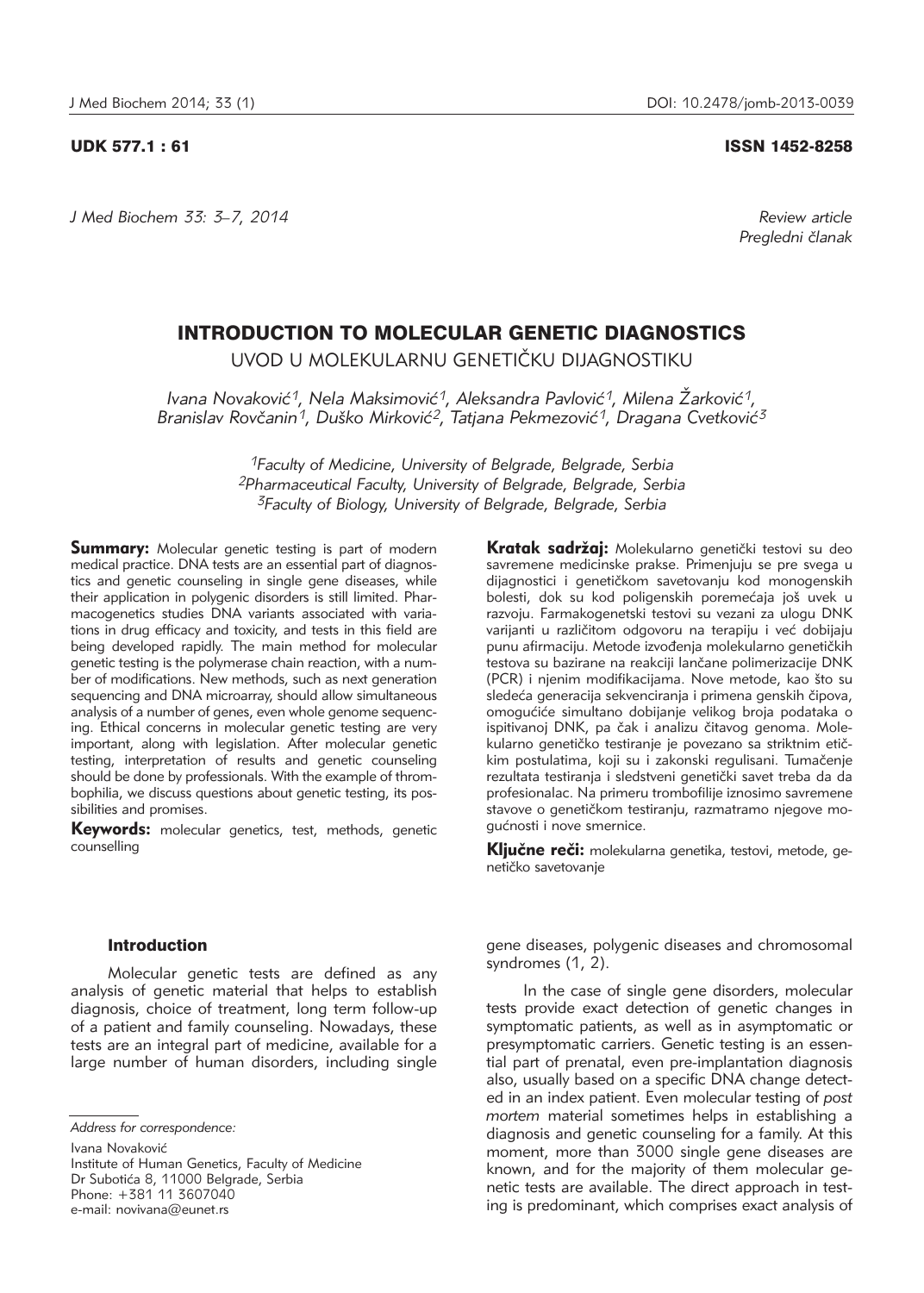UDK 577.1 : 61

ISSN 1452-8258

*Review article*
*Pregledni članak*

# INTRODUCTION TO MOLECULAR GENETIC DIAGNOSTICS

UVOD U MOLEKULARNU GENETIČKU DIJAGNOSTIKU

*Ivana Novaković[1], Nela Maksimović[1], Aleksandra Pavlović[1], Milena Žarković[1], Branislav Rovčanin[1], Duško Mirković[2], Tatjana Pekmezović[1], Dragana Cvetković[3]*

*[1]Faculty of Medicine, University of Belgrade, Belgrade, Serbia*
*[2]Pharmaceutical Faculty, University of Belgrade, Belgrade, Serbia*
*[3]Faculty of Biology, University of Belgrade, Belgrade, Serbia*

**Summary:** Molecular genetic testing is part of modern medical practice. DNA tests are an essential part of diagnostics and genetic counseling in single gene diseases, while their application in polygenic disorders is still limited. Pharmacogenetics studies DNA variants associated with variations in drug efficacy and toxicity, and tests in this field are being developed rapidly. The main method for molecular genetic testing is the polymerase chain reaction, with a number of modifications. New methods, such as next generation sequencing and DNA microarray, should allow simultaneous analysis of a number of genes, even whole genome sequencing. Ethical concerns in molecular genetic testing are very important, along with legislation. After molecular genetic testing, interpretation of results and genetic counseling should be done by professionals. With the example of thrombophilia, we discuss questions about genetic testing, its possibilities and promises.

**Keywords:** molecular genetics, test, methods, genetic counselling

**Kratak sadržaj:** Molekularno genetički testovi su deo savremene medicinske prakse. Primenjuju se pre svega u dijagnostici i genetičkom savetovanju kod monogenskih bolesti, dok su kod poligenskih poremećaja još uvek u razvoju. Farmakogenetski testovi su vezani za ulogu DNK varijanti u različitom odgovoru na terapiju i već dobijaju punu afirmaciju. Metode izvođenja molekularno genetičkih testova su bazirane na reakciji lančane polimerizacije DNK (PCR) i njenim modifikacijama. Nove metode, kao što su sledeća generacija sekvenciranja i primena genskih čipova, omogućiće simultano dobijanje velikog broja podataka o ispitivanoj DNK, pa čak i analizu čitavog genoma. Molekularno genetičko testiranje je povezano sa striktnim etičkim postulatima, koji su i zakonski regulisani. Tumačenje rezultata testiranja i sledstveni genetički savet treba da da profesionalac. Na primeru trombofilije iznosimo savremene stavove o genetičkom testiranju, razmatramo njegove mogućnosti i nove smernice.

**Ključne reči:** molekularna genetika, testovi, metode, genetičko savetovanje

## Introduction

Molecular genetic tests are defined as any analysis of genetic material that helps to establish diagnosis, choice of treatment, long term follow-up of a patient and family counseling. Nowadays, these tests are an integral part of medicine, available for a large number of human disorders, including single gene diseases, polygenic diseases and chromosomal syndromes (1, 2).

In the case of single gene disorders, molecular tests provide exact detection of genetic changes in symptomatic patients, as well as in asymptomatic or presymptomatic carriers. Genetic testing is an essential part of prenatal, even pre-implantation diagnosis also, usually based on a specific DNA change detected in an index patient. Even molecular testing of *post mortem* material sometimes helps in establishing a diagnosis and genetic counseling for a family. At this moment, more than 3000 single gene diseases are known, and for the majority of them molecular genetic tests are available. The direct approach in testing is predominant, which comprises exact analysis of

*Address for correspondence:*

Ivana Novaković
Institute of Human Genetics, Faculty of Medicine
Dr Subotića 8, 11000 Belgrade, Serbia
Phone: +381 11 3607040
e-mail: novivana@eunet.rs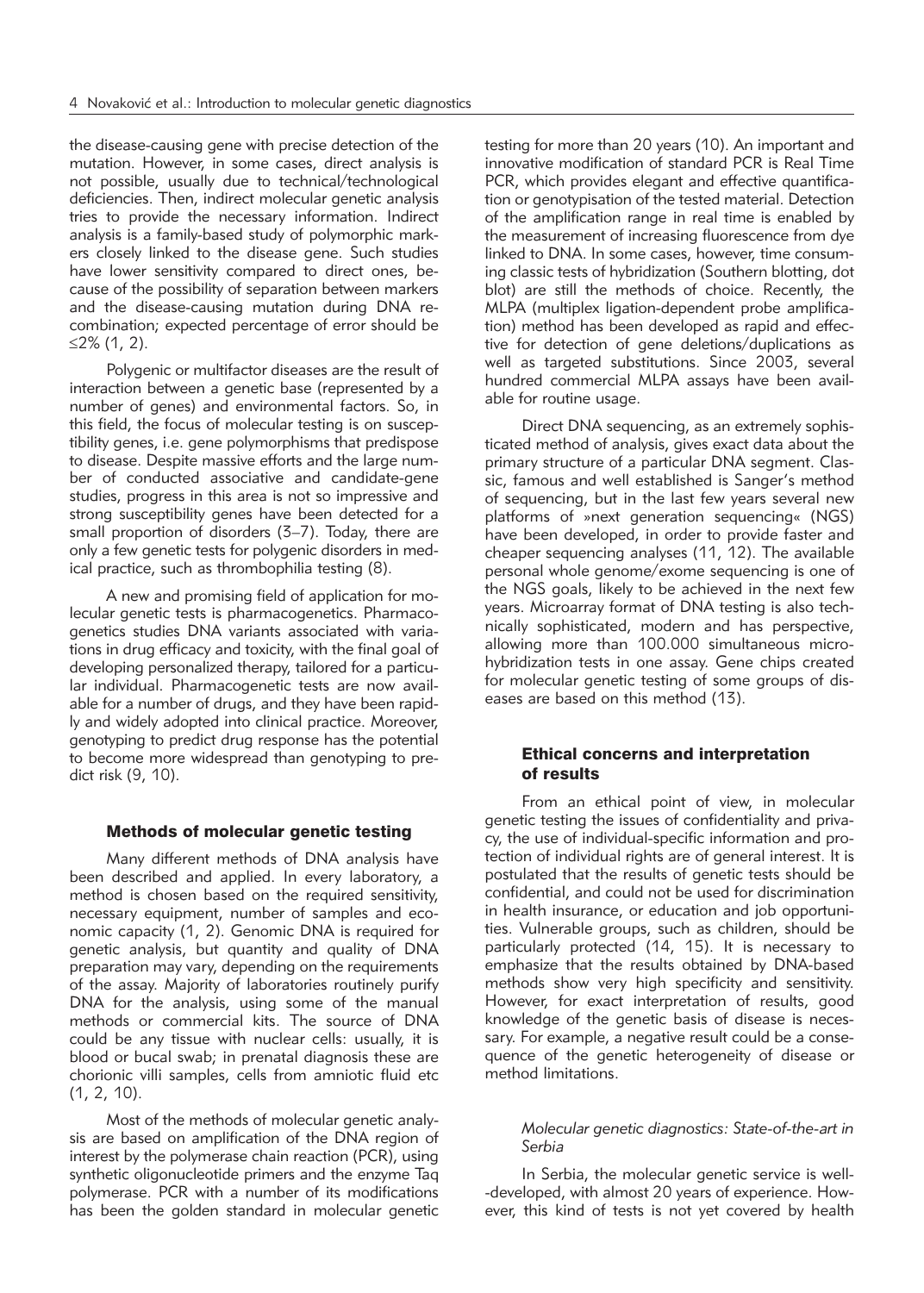the disease-causing gene with precise detection of the mutation. However, in some cases, direct analysis is not possible, usually due to technical/technological deficiencies. Then, indirect molecular genetic analysis tries to provide the necessary information. Indirect analysis is a family-based study of polymorphic markers closely linked to the disease gene. Such studies have lower sensitivity compared to direct ones, because of the possibility of separation between markers and the disease-causing mutation during DNA recombination; expected percentage of error should be ≤2% (1, 2).

Polygenic or multifactor diseases are the result of interaction between a genetic base (represented by a number of genes) and environmental factors. So, in this field, the focus of molecular testing is on susceptibility genes, i.e. gene polymorphisms that predispose to disease. Despite massive efforts and the large number of conducted associative and candidate-gene studies, progress in this area is not so impressive and strong susceptibility genes have been detected for a small proportion of disorders (3–7). Today, there are only a few genetic tests for polygenic disorders in medical practice, such as thrombophilia testing (8).

A new and promising field of application for molecular genetic tests is pharmacogenetics. Pharmacogenetics studies DNA variants associated with variations in drug efficacy and toxicity, with the final goal of developing personalized therapy, tailored for a particular individual. Pharmacogenetic tests are now available for a number of drugs, and they have been rapidly and widely adopted into clinical practice. Moreover, genotyping to predict drug response has the potential to become more widespread than genotyping to predict risk (9, 10).

## Methods of molecular genetic testing

Many different methods of DNA analysis have been described and applied. In every laboratory, a method is chosen based on the required sensitivity, necessary equipment, number of samples and economic capacity (1, 2). Genomic DNA is required for genetic analysis, but quantity and quality of DNA preparation may vary, depending on the requirements of the assay. Majority of laboratories routinely purify DNA for the analysis, using some of the manual methods or commercial kits. The source of DNA could be any tissue with nuclear cells: usually, it is blood or bucal swab; in prenatal diagnosis these are chorionic villi samples, cells from amniotic fluid etc (1, 2, 10).

Most of the methods of molecular genetic analysis are based on amplification of the DNA region of interest by the polymerase chain reaction (PCR), using synthetic oligonucleotide primers and the enzyme Taq polymerase. PCR with a number of its modifications has been the golden standard in molecular genetic testing for more than 20 years (10). An important and innovative modification of standard PCR is Real Time PCR, which provides elegant and effective quantification or genotypisation of the tested material. Detection of the amplification range in real time is enabled by the measurement of increasing fluorescence from dye linked to DNA. In some cases, however, time consuming classic tests of hybridization (Southern blotting, dot blot) are still the methods of choice. Recently, the MLPA (multiplex ligation-dependent probe amplification) method has been developed as rapid and effective for detection of gene deletions/duplications as well as targeted substitutions. Since 2003, several hundred commercial MLPA assays have been available for routine usage.

Direct DNA sequencing, as an extremely sophisticated method of analysis, gives exact data about the primary structure of a particular DNA segment. Classic, famous and well established is Sanger's method of sequencing, but in the last few years several new platforms of »next generation sequencing« (NGS) have been developed, in order to provide faster and cheaper sequencing analyses (11, 12). The available personal whole genome/exome sequencing is one of the NGS goals, likely to be achieved in the next few years. Microarray format of DNA testing is also technically sophisticated, modern and has perspective, allowing more than 100.000 simultaneous microhybridization tests in one assay. Gene chips created for molecular genetic testing of some groups of diseases are based on this method (13).

## Ethical concerns and interpretation of results

From an ethical point of view, in molecular genetic testing the issues of confidentiality and privacy, the use of individual-specific information and protection of individual rights are of general interest. It is postulated that the results of genetic tests should be confidential, and could not be used for discrimination in health insurance, or education and job opportunities. Vulnerable groups, such as children, should be particularly protected (14, 15). It is necessary to emphasize that the results obtained by DNA-based methods show very high specificity and sensitivity. However, for exact interpretation of results, good knowledge of the genetic basis of disease is necessary. For example, a negative result could be a consequence of the genetic heterogeneity of disease or method limitations.

### *Molecular genetic diagnostics: State-of-the-art in Serbia*

In Serbia, the molecular genetic service is well-developed, with almost 20 years of experience. However, this kind of tests is not yet covered by health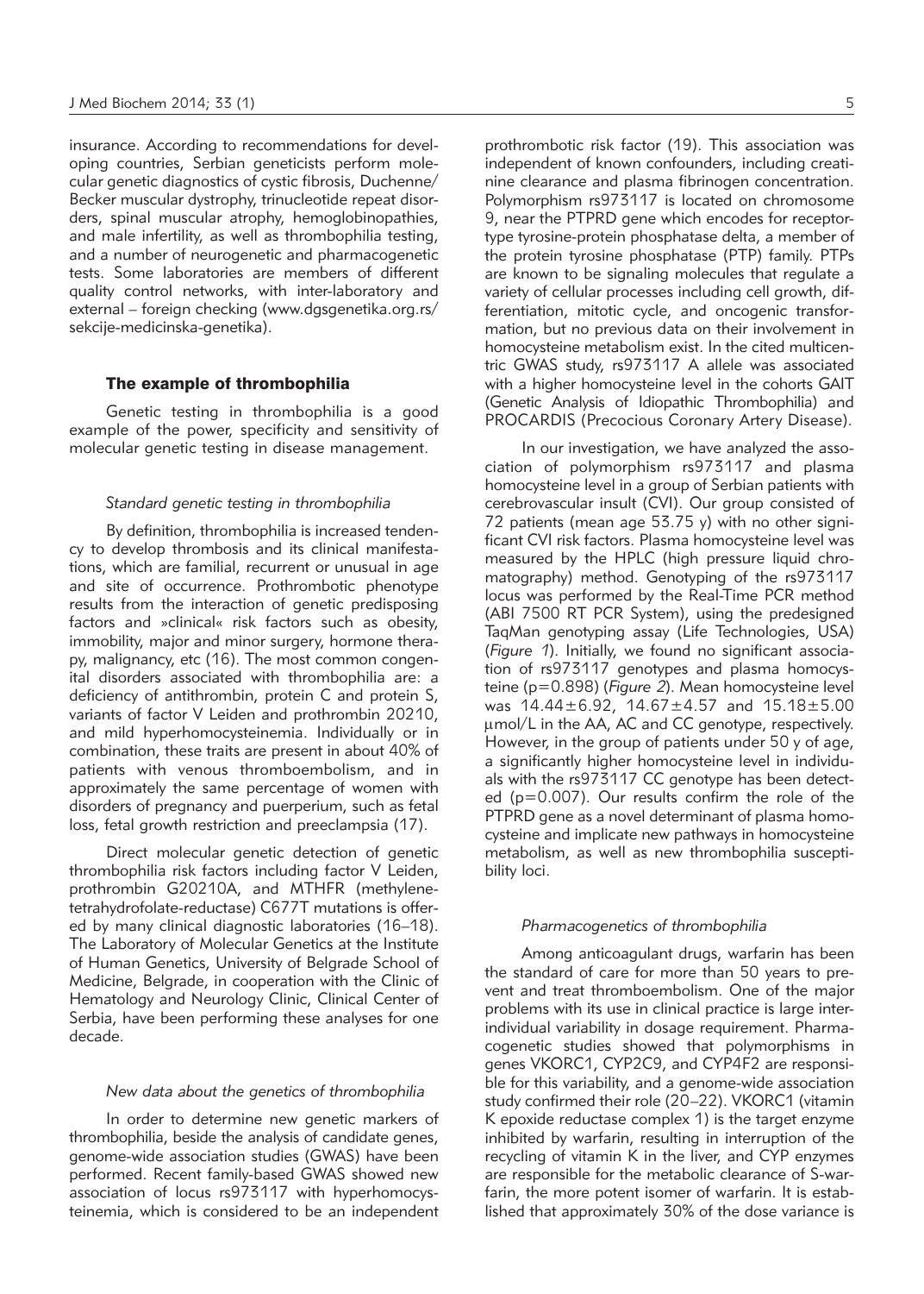insurance. According to recommendations for developing countries, Serbian geneticists perform molecular genetic diagnostics of cystic fibrosis, Duchenne/Becker muscular dystrophy, trinucleotide repeat disorders, spinal muscular atrophy, hemoglobinopathies, and male infertility, as well as thrombophilia testing, and a number of neurogenetic and pharmacogenetic tests. Some laboratories are members of different quality control networks, with inter-laboratory and external – foreign checking (www.dgsgenetika.org.rs/sekcije-medicinska-genetika).

## The example of thrombophilia

Genetic testing in thrombophilia is a good example of the power, specificity and sensitivity of molecular genetic testing in disease management.

### *Standard genetic testing in thrombophilia*

By definition, thrombophilia is increased tendency to develop thrombosis and its clinical manifestations, which are familial, recurrent or unusual in age and site of occurrence. Prothrombotic phenotype results from the interaction of genetic predisposing factors and »clinical« risk factors such as obesity, immobility, major and minor surgery, hormone therapy, malignancy, etc (16). The most common congenital disorders associated with thrombophilia are: a deficiency of antithrombin, protein C and protein S, variants of factor V Leiden and prothrombin 20210, and mild hyperhomocysteinemia. Individually or in combination, these traits are present in about 40% of patients with venous thromboembolism, and in approximately the same percentage of women with disorders of pregnancy and puerperium, such as fetal loss, fetal growth restriction and preeclampsia (17).

Direct molecular genetic detection of genetic thrombophilia risk factors including factor V Leiden, prothrombin G20210A, and MTHFR (methylenetetrahydrofolate-reductase) C677T mutations is offered by many clinical diagnostic laboratories (16–18). The Laboratory of Molecular Genetics at the Institute of Human Genetics, University of Belgrade School of Medicine, Belgrade, in cooperation with the Clinic of Hematology and Neurology Clinic, Clinical Center of Serbia, have been performing these analyses for one decade.

### *New data about the genetics of thrombophilia*

In order to determine new genetic markers of thrombophilia, beside the analysis of candidate genes, genome-wide association studies (GWAS) have been performed. Recent family-based GWAS showed new association of locus rs973117 with hyperhomocysteinemia, which is considered to be an independent prothrombotic risk factor (19). This association was independent of known confounders, including creatinine clearance and plasma fibrinogen concentration. Polymorphism rs973117 is located on chromosome 9, near the PTPRD gene which encodes for receptor-type tyrosine-protein phosphatase delta, a member of the protein tyrosine phosphatase (PTP) family. PTPs are known to be signaling molecules that regulate a variety of cellular processes including cell growth, differentiation, mitotic cycle, and oncogenic transformation, but no previous data on their involvement in homocysteine metabolism exist. In the cited multicentric GWAS study, rs973117 A allele was associated with a higher homocysteine level in the cohorts GAIT (Genetic Analysis of Idiopathic Thrombophilia) and PROCARDIS (Precocious Coronary Artery Disease).

In our investigation, we have analyzed the association of polymorphism rs973117 and plasma homocysteine level in a group of Serbian patients with cerebrovascular insult (CVI). Our group consisted of 72 patients (mean age 53.75 y) with no other significant CVI risk factors. Plasma homocysteine level was measured by the HPLC (high pressure liquid chromatography) method. Genotyping of the rs973117 locus was performed by the Real-Time PCR method (ABI 7500 RT PCR System), using the predesigned TaqMan genotyping assay (Life Technologies, USA) (*Figure 1*). Initially, we found no significant association of rs973117 genotypes and plasma homocysteine ($p=0.898$) (*Figure 2*). Mean homocysteine level was $14.44 \pm 6.92$, $14.67 \pm 4.57$ and $15.18 \pm 5.00$ μmol/L in the AA, AC and CC genotype, respectively. However, in the group of patients under 50 y of age, a significantly higher homocysteine level in individuals with the rs973117 CC genotype has been detected ($p=0.007$). Our results confirm the role of the PTPRD gene as a novel determinant of plasma homocysteine and implicate new pathways in homocysteine metabolism, as well as new thrombophilia susceptibility loci.

### *Pharmacogenetics of thrombophilia*

Among anticoagulant drugs, warfarin has been the standard of care for more than 50 years to prevent and treat thromboembolism. One of the major problems with its use in clinical practice is large interindividual variability in dosage requirement. Pharmacogenetic studies showed that polymorphisms in genes VKORC1, CYP2C9, and CYP4F2 are responsible for this variability, and a genome-wide association study confirmed their role (20–22). VKORC1 (vitamin K epoxide reductase complex 1) is the target enzyme inhibited by warfarin, resulting in interruption of the recycling of vitamin K in the liver, and CYP enzymes are responsible for the metabolic clearance of S-warfarin, the more potent isomer of warfarin. It is established that approximately 30% of the dose variance is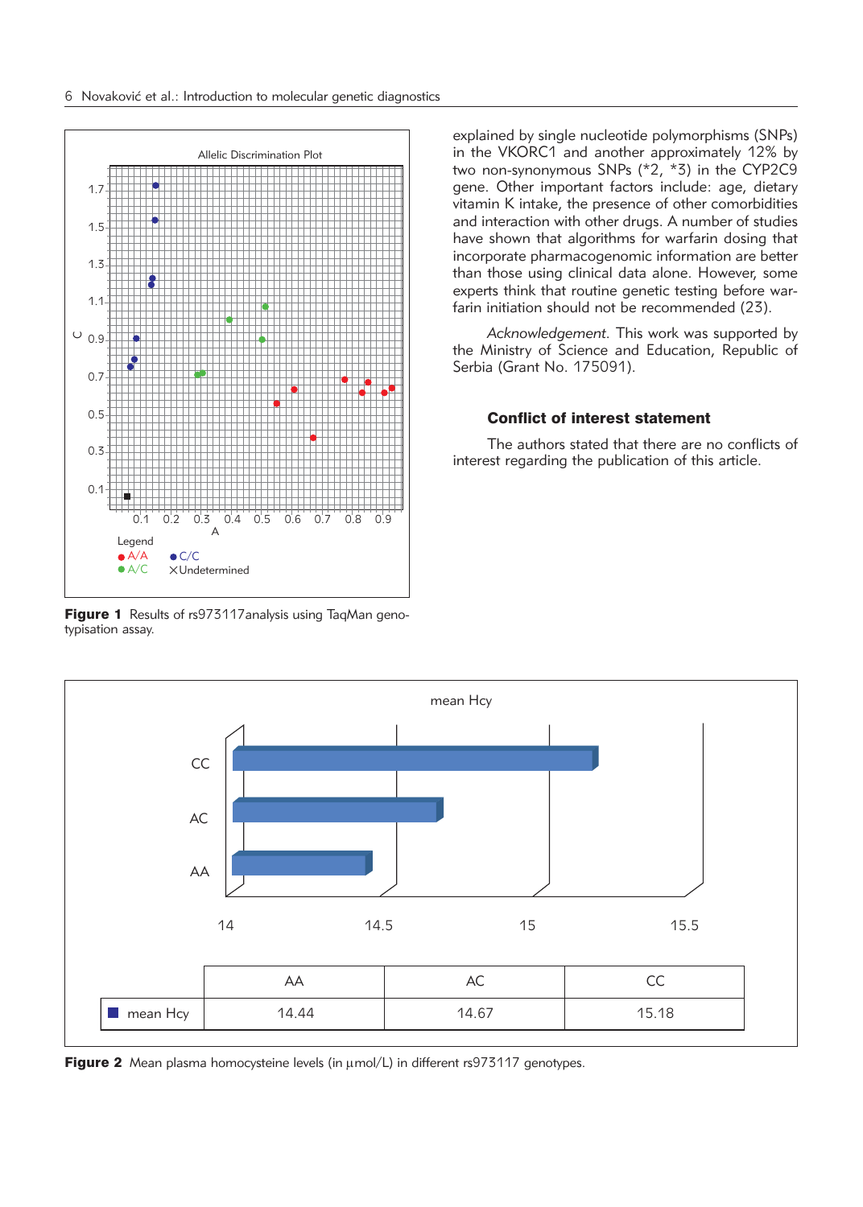explained by single nucleotide polymorphisms (SNPs) in the VKORC1 and another approximately 12% by two non-synonymous SNPs (*2, *3) in the CYP2C9 gene. Other important factors include: age, dietary vitamin K intake, the presence of other comorbidities and interaction with other drugs. A number of studies have shown that algorithms for warfarin dosing that incorporate pharmacogenomic information are better than those using clinical data alone. However, some experts think that routine genetic testing before warfarin initiation should not be recommended (23).

*Acknowledgement*. This work was supported by the Ministry of Science and Education, Republic of Serbia (Grant No. 175091).

### Conflict of interest statement

The authors stated that there are no conflicts of interest regarding the publication of this article.

**Figure 1** Results of rs973117analysis using TaqMan genotypisation assay.

| | AA | AC | CC |
|---|---|---|---|
| mean Hcy | 14.44 | 14.67 | 15.18 |

**Figure 2** Mean plasma homocysteine levels (in µmol/L) in different rs973117 genotypes.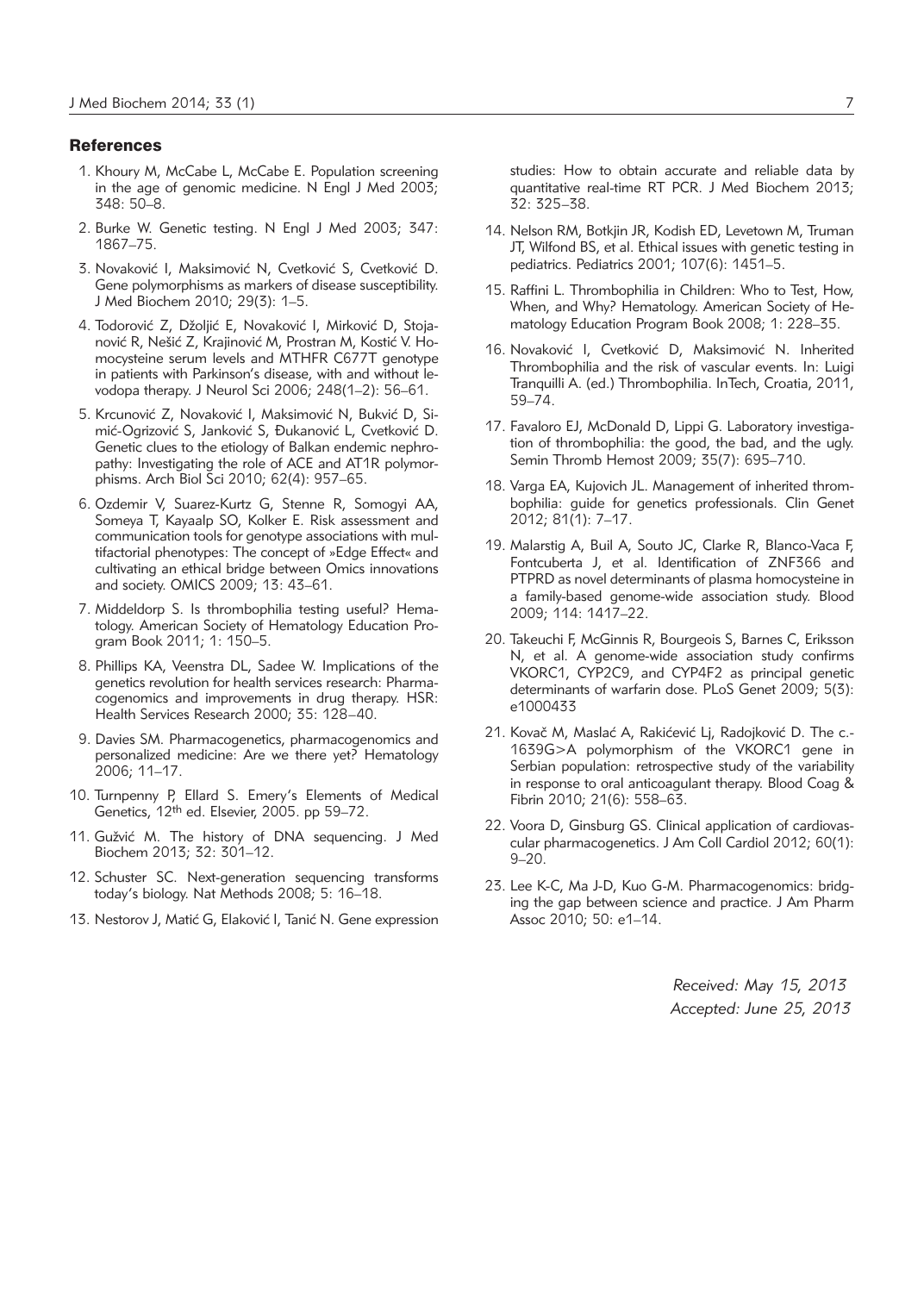## References

1. Khoury M, McCabe L, McCabe E. Population screening in the age of genomic medicine. N Engl J Med 2003; 348: 50–8.
2. Burke W. Genetic testing. N Engl J Med 2003; 347: 1867–75.
3. Novaković I, Maksimović N, Cvetković S, Cvetković D. Gene polymorphisms as markers of disease susceptibility. J Med Biochem 2010; 29(3): 1–5.
4. Todorović Z, Džoljić E, Novaković I, Mirković D, Stojanović R, Nešić Z, Krajinović M, Prostran M, Kostić V. Homocysteine serum levels and MTHFR C677T genotype in patients with Parkinson's disease, with and without levodopa therapy. J Neurol Sci 2006; 248(1–2): 56–61.
5. Krcunović Z, Novaković I, Maksimović N, Bukvić D, Simić-Ogrizović S, Janković S, Đukanović L, Cvetković D. Genetic clues to the etiology of Balkan endemic nephropathy: Investigating the role of ACE and AT1R polymorphisms. Arch Biol Sci 2010; 62(4): 957–65.
6. Ozdemir V, Suarez-Kurtz G, Stenne R, Somogyi AA, Someya T, Kayaalp SO, Kolker E. Risk assessment and communication tools for genotype associations with multifactorial phenotypes: The concept of »Edge Effect« and cultivating an ethical bridge between Omics innovations and society. OMICS 2009; 13: 43–61.
7. Middeldorp S. Is thrombophilia testing useful? Hematology. American Society of Hematology Education Program Book 2011; 1: 150–5.
8. Phillips KA, Veenstra DL, Sadee W. Implications of the genetics revolution for health services research: Pharmacogenomics and improvements in drug therapy. HSR: Health Services Research 2000; 35: 128–40.
9. Davies SM. Pharmacogenetics, pharmacogenomics and personalized medicine: Are we there yet? Hematology 2006; 11–17.
10. Turnpenny P, Ellard S. Emery's Elements of Medical Genetics, 12th ed. Elsevier, 2005. pp 59–72.
11. Gužvić M. The history of DNA sequencing. J Med Biochem 2013; 32: 301–12.
12. Schuster SC. Next-generation sequencing transforms today's biology. Nat Methods 2008; 5: 16–18.
13. Nestorov J, Matić G, Elaković I, Tanić N. Gene expression studies: How to obtain accurate and reliable data by quantitative real-time RT PCR. J Med Biochem 2013; 32: 325–38.
14. Nelson RM, Botkjin JR, Kodish ED, Levetown M, Truman JT, Wilfond BS, et al. Ethical issues with genetic testing in pediatrics. Pediatrics 2001; 107(6): 1451–5.
15. Raffini L. Thrombophilia in Children: Who to Test, How, When, and Why? Hematology. American Society of Hematology Education Program Book 2008; 1: 228–35.
16. Novaković I, Cvetković D, Maksimović N. Inherited Thrombophilia and the risk of vascular events. In: Luigi Tranquilli A. (ed.) Thrombophilia. InTech, Croatia, 2011, 59–74.
17. Favaloro EJ, McDonald D, Lippi G. Laboratory investigation of thrombophilia: the good, the bad, and the ugly. Semin Thromb Hemost 2009; 35(7): 695–710.
18. Varga EA, Kujovich JL. Management of inherited thrombophilia: guide for genetics professionals. Clin Genet 2012; 81(1): 7–17.
19. Malarstig A, Buil A, Souto JC, Clarke R, Blanco-Vaca F, Fontcuberta J, et al. Identification of ZNF366 and PTPRD as novel determinants of plasma homocysteine in a family-based genome-wide association study. Blood 2009; 114: 1417–22.
20. Takeuchi F, McGinnis R, Bourgeois S, Barnes C, Eriksson N, et al. A genome-wide association study confirms VKORC1, CYP2C9, and CYP4F2 as principal genetic determinants of warfarin dose. PLoS Genet 2009; 5(3): e1000433
21. Kovač M, Maslać A, Rakićević Lj, Radojković D. The c.-1639G>A polymorphism of the VKORC1 gene in Serbian population: retrospective study of the variability in response to oral anticoagulant therapy. Blood Coag & Fibrin 2010; 21(6): 558–63.
22. Voora D, Ginsburg GS. Clinical application of cardiovascular pharmacogenetics. J Am Coll Cardiol 2012; 60(1): 9–20.
23. Lee K-C, Ma J-D, Kuo G-M. Pharmacogenomics: bridging the gap between science and practice. J Am Pharm Assoc 2010; 50: e1–14.

*Received: May 15, 2013*
*Accepted: June 25, 2013*